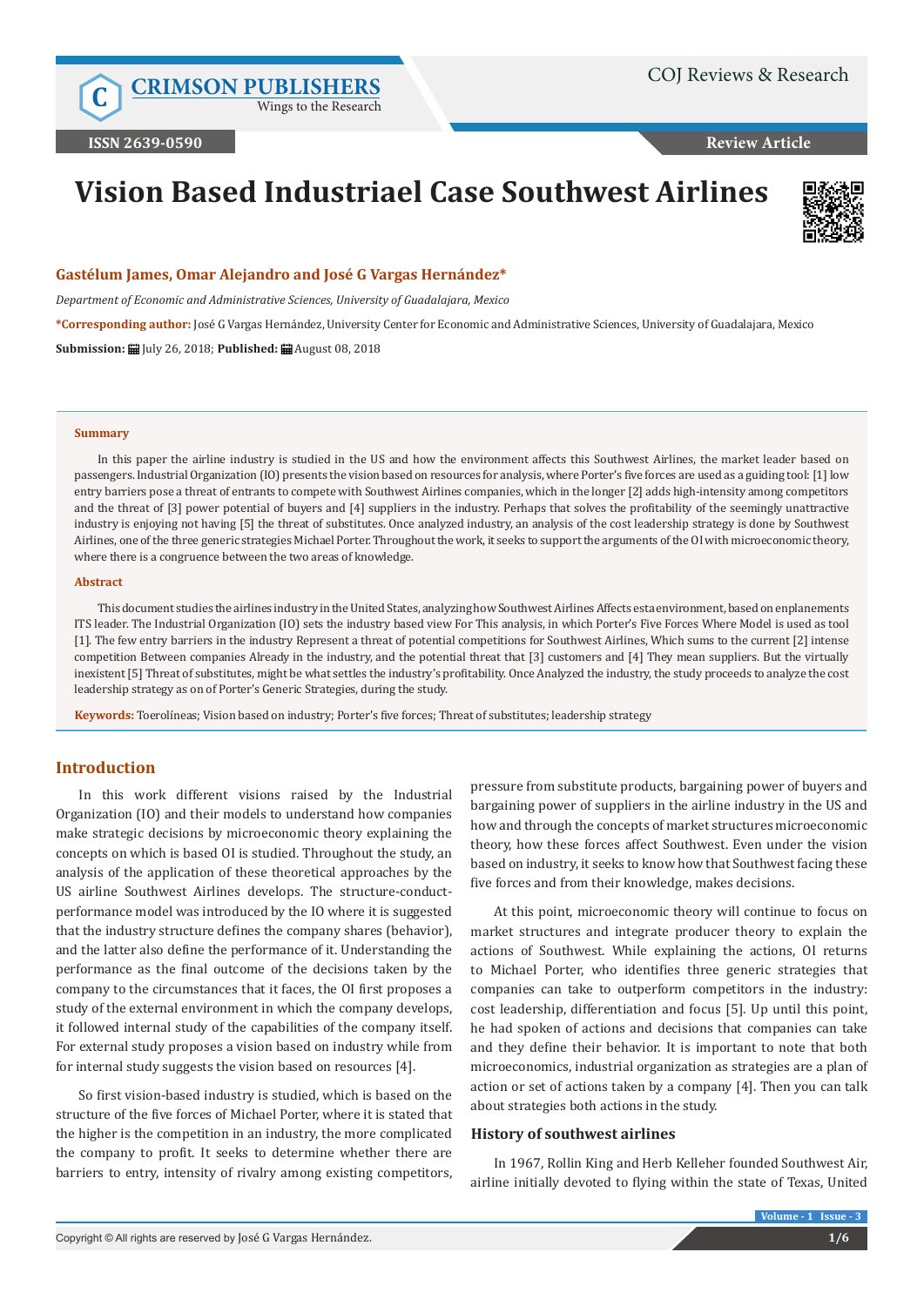# Vision Based Industriael Case Southwest Airlines

**Gastélum James, Omar Alejandro and José G Vargas Hernández***

*Department of Economic and Administrative Sciences, University of Guadalajara, Mexico*

***Corresponding author:** José G Vargas Hernández, University Center for Economic and Administrative Sciences, University of Guadalajara, Mexico

**Submission:** July 26, 2018; **Published:** August 08, 2018

### Summary

In this paper the airline industry is studied in the US and how the environment affects this Southwest Airlines, the market leader based on passengers. Industrial Organization (IO) presents the vision based on resources for analysis, where Porter's five forces are used as a guiding tool: [1] low entry barriers pose a threat of entrants to compete with Southwest Airlines companies, which in the longer [2] adds high-intensity among competitors and the threat of [3] power potential of buyers and [4] suppliers in the industry. Perhaps that solves the profitability of the seemingly unattractive industry is enjoying not having [5] the threat of substitutes. Once analyzed industry, an analysis of the cost leadership strategy is done by Southwest Airlines, one of the three generic strategies Michael Porter. Throughout the work, it seeks to support the arguments of the OI with microeconomic theory, where there is a congruence between the two areas of knowledge.

### Abstract

This document studies the airlines industry in the United States, analyzing how Southwest Airlines Affects esta environment, based on enplanements ITS leader. The Industrial Organization (IO) sets the industry based view For This analysis, in which Porter's Five Forces Where Model is used as tool [1]. The few entry barriers in the industry Represent a threat of potential competitions for Southwest Airlines, Which sums to the current [2] intense competition Between companies Already in the industry, and the potential threat that [3] customers and [4] They mean suppliers. But the virtually inexistent [5] Threat of substitutes, might be what settles the industry's profitability. Once Analyzed the industry, the study proceeds to analyze the cost leadership strategy as on of Porter's Generic Strategies, during the study.

**Keywords:** Toerolíneas; Vision based on industry; Porter's five forces; Threat of substitutes; leadership strategy

## Introduction

In this work different visions raised by the Industrial Organization (IO) and their models to understand how companies make strategic decisions by microeconomic theory explaining the concepts on which is based OI is studied. Throughout the study, an analysis of the application of these theoretical approaches by the US airline Southwest Airlines develops. The structure-conduct-performance model was introduced by the IO where it is suggested that the industry structure defines the company shares (behavior), and the latter also define the performance of it. Understanding the performance as the final outcome of the decisions taken by the company to the circumstances that it faces, the OI first proposes a study of the external environment in which the company develops, it followed internal study of the capabilities of the company itself. For external study proposes a vision based on industry while from for internal study suggests the vision based on resources [4].

So first vision-based industry is studied, which is based on the structure of the five forces of Michael Porter, where it is stated that the higher is the competition in an industry, the more complicated the company to profit. It seeks to determine whether there are barriers to entry, intensity of rivalry among existing competitors, pressure from substitute products, bargaining power of buyers and bargaining power of suppliers in the airline industry in the US and how and through the concepts of market structures microeconomic theory, how these forces affect Southwest. Even under the vision based on industry, it seeks to know how that Southwest facing these five forces and from their knowledge, makes decisions.

At this point, microeconomic theory will continue to focus on market structures and integrate producer theory to explain the actions of Southwest. While explaining the actions, OI returns to Michael Porter, who identifies three generic strategies that companies can take to outperform competitors in the industry: cost leadership, differentiation and focus [5]. Up until this point, he had spoken of actions and decisions that companies can take and they define their behavior. It is important to note that both microeconomics, industrial organization as strategies are a plan of action or set of actions taken by a company [4]. Then you can talk about strategies both actions in the study.

### History of southwest airlines

In 1967, Rollin King and Herb Kelleher founded Southwest Air, airline initially devoted to flying within the state of Texas, United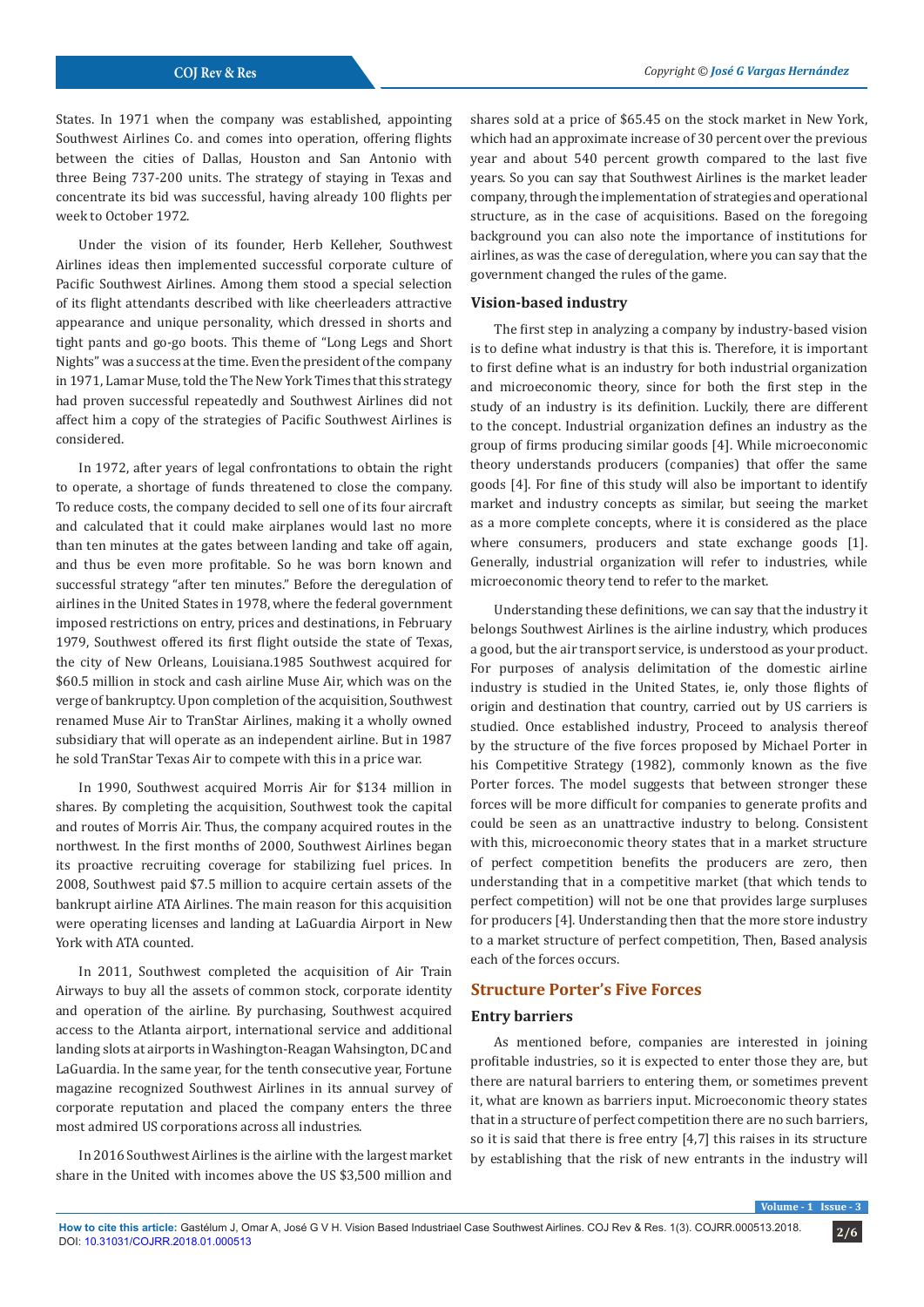States. In 1971 when the company was established, appointing Southwest Airlines Co. and comes into operation, offering flights between the cities of Dallas, Houston and San Antonio with three Being 737-200 units. The strategy of staying in Texas and concentrate its bid was successful, having already 100 flights per week to October 1972.

Under the vision of its founder, Herb Kelleher, Southwest Airlines ideas then implemented successful corporate culture of Pacific Southwest Airlines. Among them stood a special selection of its flight attendants described with like cheerleaders attractive appearance and unique personality, which dressed in shorts and tight pants and go-go boots. This theme of "Long Legs and Short Nights" was a success at the time. Even the president of the company in 1971, Lamar Muse, told the The New York Times that this strategy had proven successful repeatedly and Southwest Airlines did not affect him a copy of the strategies of Pacific Southwest Airlines is considered.

In 1972, after years of legal confrontations to obtain the right to operate, a shortage of funds threatened to close the company. To reduce costs, the company decided to sell one of its four aircraft and calculated that it could make airplanes would last no more than ten minutes at the gates between landing and take off again, and thus be even more profitable. So he was born known and successful strategy "after ten minutes." Before the deregulation of airlines in the United States in 1978, where the federal government imposed restrictions on entry, prices and destinations, in February 1979, Southwest offered its first flight outside the state of Texas, the city of New Orleans, Louisiana.1985 Southwest acquired for $60.5 million in stock and cash airline Muse Air, which was on the verge of bankruptcy. Upon completion of the acquisition, Southwest renamed Muse Air to TranStar Airlines, making it a wholly owned subsidiary that will operate as an independent airline. But in 1987 he sold TranStar Texas Air to compete with this in a price war.

In 1990, Southwest acquired Morris Air for $134 million in shares. By completing the acquisition, Southwest took the capital and routes of Morris Air. Thus, the company acquired routes in the northwest. In the first months of 2000, Southwest Airlines began its proactive recruiting coverage for stabilizing fuel prices. In 2008, Southwest paid $7.5 million to acquire certain assets of the bankrupt airline ATA Airlines. The main reason for this acquisition were operating licenses and landing at LaGuardia Airport in New York with ATA counted.

In 2011, Southwest completed the acquisition of Air Train Airways to buy all the assets of common stock, corporate identity and operation of the airline. By purchasing, Southwest acquired access to the Atlanta airport, international service and additional landing slots at airports in Washington-Reagan Wahsington, DC and LaGuardia. In the same year, for the tenth consecutive year, Fortune magazine recognized Southwest Airlines in its annual survey of corporate reputation and placed the company enters the three most admired US corporations across all industries.

In 2016 Southwest Airlines is the airline with the largest market share in the United with incomes above the US $3,500 million and shares sold at a price of $65.45 on the stock market in New York, which had an approximate increase of 30 percent over the previous year and about 540 percent growth compared to the last five years. So you can say that Southwest Airlines is the market leader company, through the implementation of strategies and operational structure, as in the case of acquisitions. Based on the foregoing background you can also note the importance of institutions for airlines, as was the case of deregulation, where you can say that the government changed the rules of the game.

### Vision-based industry

The first step in analyzing a company by industry-based vision is to define what industry is that this is. Therefore, it is important to first define what is an industry for both industrial organization and microeconomic theory, since for both the first step in the study of an industry is its definition. Luckily, there are different to the concept. Industrial organization defines an industry as the group of firms producing similar goods [4]. While microeconomic theory understands producers (companies) that offer the same goods [4]. For fine of this study will also be important to identify market and industry concepts as similar, but seeing the market as a more complete concepts, where it is considered as the place where consumers, producers and state exchange goods [1]. Generally, industrial organization will refer to industries, while microeconomic theory tend to refer to the market.

Understanding these definitions, we can say that the industry it belongs Southwest Airlines is the airline industry, which produces a good, but the air transport service, is understood as your product. For purposes of analysis delimitation of the domestic airline industry is studied in the United States, ie, only those flights of origin and destination that country, carried out by US carriers is studied. Once established industry, Proceed to analysis thereof by the structure of the five forces proposed by Michael Porter in his Competitive Strategy (1982), commonly known as the five Porter forces. The model suggests that between stronger these forces will be more difficult for companies to generate profits and could be seen as an unattractive industry to belong. Consistent with this, microeconomic theory states that in a market structure of perfect competition benefits the producers are zero, then understanding that in a competitive market (that which tends to perfect competition) will not be one that provides large surpluses for producers [4]. Understanding then that the more store industry to a market structure of perfect competition, Then, Based analysis each of the forces occurs.

## Structure Porter's Five Forces

### Entry barriers

As mentioned before, companies are interested in joining profitable industries, so it is expected to enter those they are, but there are natural barriers to entering them, or sometimes prevent it, what are known as barriers input. Microeconomic theory states that in a structure of perfect competition there are no such barriers, so it is said that there is free entry [4,7] this raises in its structure by establishing that the risk of new entrants in the industry will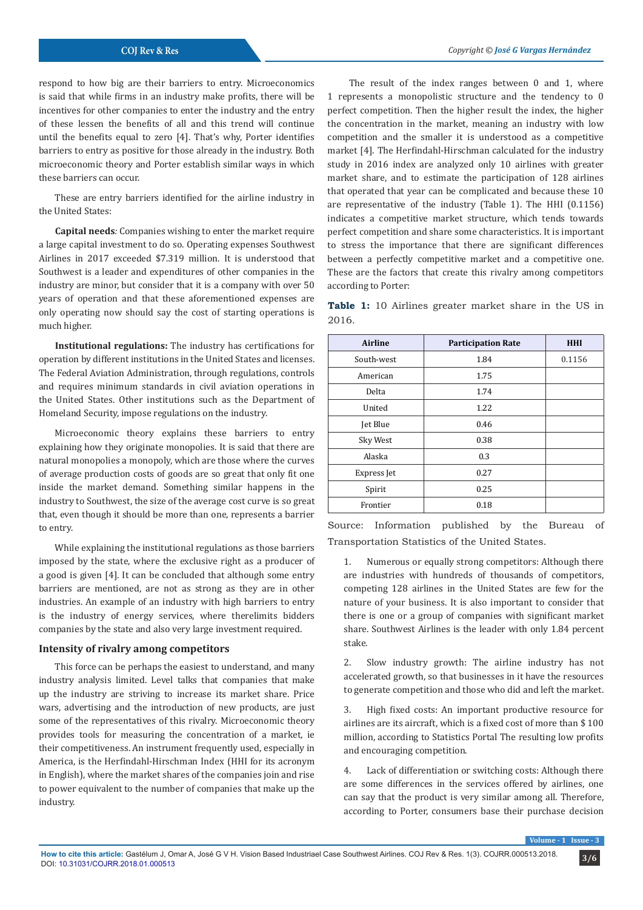respond to how big are their barriers to entry. Microeconomics is said that while firms in an industry make profits, there will be incentives for other companies to enter the industry and the entry of these lessen the benefits of all and this trend will continue until the benefits equal to zero [4]. That's why, Porter identifies barriers to entry as positive for those already in the industry. Both microeconomic theory and Porter establish similar ways in which these barriers can occur.

These are entry barriers identified for the airline industry in the United States:

**Capital needs***:* Companies wishing to enter the market require a large capital investment to do so. Operating expenses Southwest Airlines in 2017 exceeded $7.319 million. It is understood that Southwest is a leader and expenditures of other companies in the industry are minor, but consider that it is a company with over 50 years of operation and that these aforementioned expenses are only operating now should say the cost of starting operations is much higher.

**Institutional regulations:** The industry has certifications for operation by different institutions in the United States and licenses. The Federal Aviation Administration, through regulations, controls and requires minimum standards in civil aviation operations in the United States. Other institutions such as the Department of Homeland Security, impose regulations on the industry.

Microeconomic theory explains these barriers to entry explaining how they originate monopolies. It is said that there are natural monopolies a monopoly, which are those where the curves of average production costs of goods are so great that only fit one inside the market demand. Something similar happens in the industry to Southwest, the size of the average cost curve is so great that, even though it should be more than one, represents a barrier to entry.

While explaining the institutional regulations as those barriers imposed by the state, where the exclusive right as a producer of a good is given [4]. It can be concluded that although some entry barriers are mentioned, are not as strong as they are in other industries. An example of an industry with high barriers to entry is the industry of energy services, where therelimits bidders companies by the state and also very large investment required.

### Intensity of rivalry among competitors

This force can be perhaps the easiest to understand, and many industry analysis limited. Level talks that companies that make up the industry are striving to increase its market share. Price wars, advertising and the introduction of new products, are just some of the representatives of this rivalry. Microeconomic theory provides tools for measuring the concentration of a market, ie their competitiveness. An instrument frequently used, especially in America, is the Herfindahl-Hirschman Index (HHI for its acronym in English), where the market shares of the companies join and rise to power equivalent to the number of companies that make up the industry.

The result of the index ranges between 0 and 1, where 1 represents a monopolistic structure and the tendency to 0 perfect competition. Then the higher result the index, the higher the concentration in the market, meaning an industry with low competition and the smaller it is understood as a competitive market [4]. The Herfindahl-Hirschman calculated for the industry study in 2016 index are analyzed only 10 airlines with greater market share, and to estimate the participation of 128 airlines that operated that year can be complicated and because these 10 are representative of the industry (Table 1). The HHI (0.1156) indicates a competitive market structure, which tends towards perfect competition and share some characteristics. It is important to stress the importance that there are significant differences between a perfectly competitive market and a competitive one. These are the factors that create this rivalry among competitors according to Porter:

**Table 1:** 10 Airlines greater market share in the US in 2016.

| Airline | Participation Rate | HHI |
|---|---|---|
| South-west | 1.84 | 0.1156 |
| American | 1.75 | |
| Delta | 1.74 | |
| United | 1.22 | |
| Jet Blue | 0.46 | |
| Sky West | 0.38 | |
| Alaska | 0.3 | |
| Express Jet | 0.27 | |
| Spirit | 0.25 | |
| Frontier | 0.18 | |

Source: Information published by the Bureau of Transportation Statistics of the United States.

1. Numerous or equally strong competitors: Although there are industries with hundreds of thousands of competitors, competing 128 airlines in the United States are few for the nature of your business. It is also important to consider that there is one or a group of companies with significant market share. Southwest Airlines is the leader with only 1.84 percent stake.

2. Slow industry growth: The airline industry has not accelerated growth, so that businesses in it have the resources to generate competition and those who did and left the market.

3. High fixed costs: An important productive resource for airlines are its aircraft, which is a fixed cost of more than $ 100 million, according to Statistics Portal The resulting low profits and encouraging competition.

4. Lack of differentiation or switching costs: Although there are some differences in the services offered by airlines, one can say that the product is very similar among all. Therefore, according to Porter, consumers base their purchase decision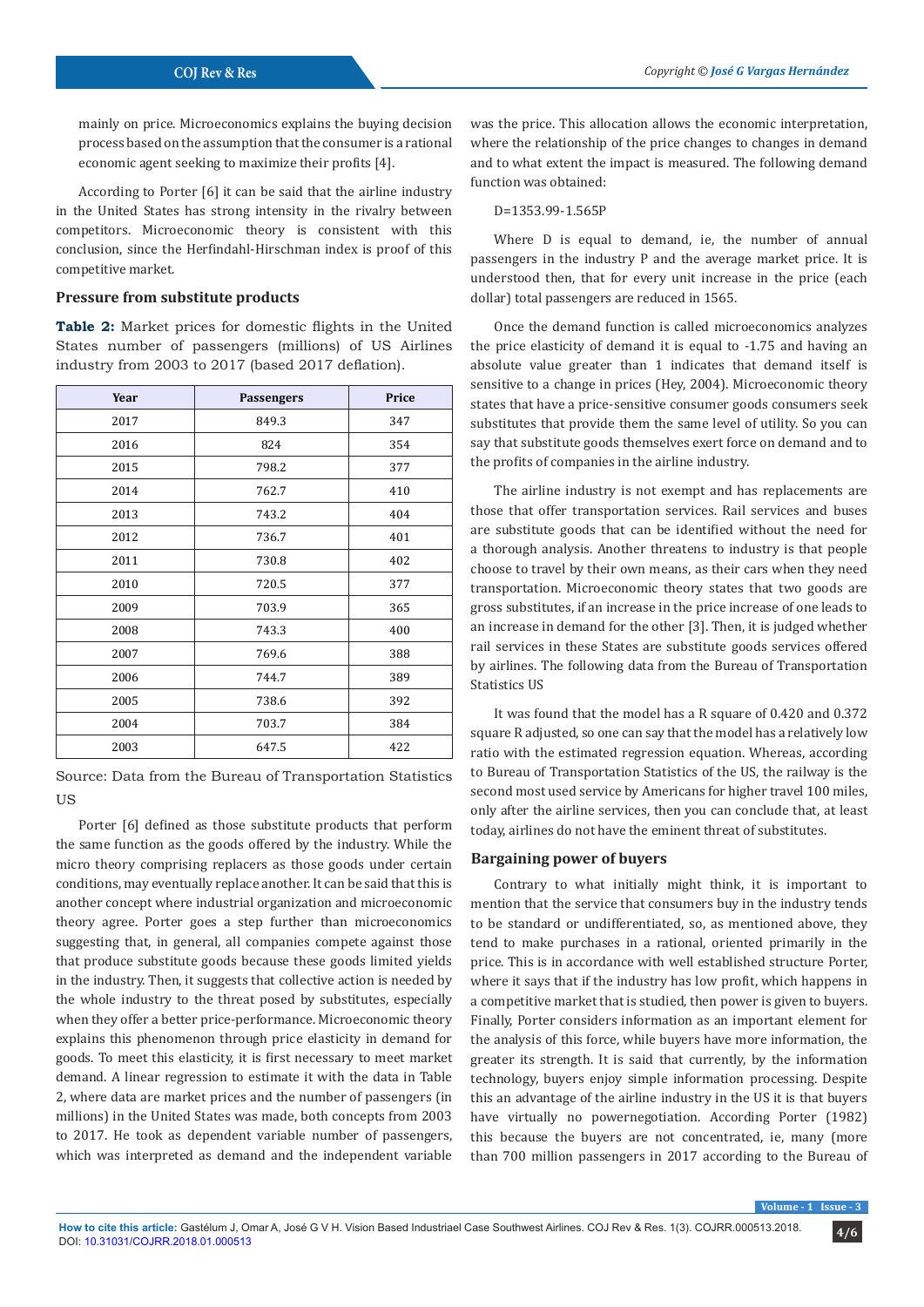mainly on price. Microeconomics explains the buying decision process based on the assumption that the consumer is a rational economic agent seeking to maximize their profits [4].

According to Porter [6] it can be said that the airline industry in the United States has strong intensity in the rivalry between competitors. Microeconomic theory is consistent with this conclusion, since the Herfindahl-Hirschman index is proof of this competitive market.

### Pressure from substitute products

**Table 2:** Market prices for domestic flights in the United States number of passengers (millions) of US Airlines industry from 2003 to 2017 (based 2017 deflation).

| Year | Passengers | Price |
|---|---|---|
| 2017 | 849.3 | 347 |
| 2016 | 824 | 354 |
| 2015 | 798.2 | 377 |
| 2014 | 762.7 | 410 |
| 2013 | 743.2 | 404 |
| 2012 | 736.7 | 401 |
| 2011 | 730.8 | 402 |
| 2010 | 720.5 | 377 |
| 2009 | 703.9 | 365 |
| 2008 | 743.3 | 400 |
| 2007 | 769.6 | 388 |
| 2006 | 744.7 | 389 |
| 2005 | 738.6 | 392 |
| 2004 | 703.7 | 384 |
| 2003 | 647.5 | 422 |

Source: Data from the Bureau of Transportation Statistics US

Porter [6] defined as those substitute products that perform the same function as the goods offered by the industry. While the micro theory comprising replacers as those goods under certain conditions, may eventually replace another. It can be said that this is another concept where industrial organization and microeconomic theory agree. Porter goes a step further than microeconomics suggesting that, in general, all companies compete against those that produce substitute goods because these goods limited yields in the industry. Then, it suggests that collective action is needed by the whole industry to the threat posed by substitutes, especially when they offer a better price-performance. Microeconomic theory explains this phenomenon through price elasticity in demand for goods. To meet this elasticity, it is first necessary to meet market demand. A linear regression to estimate it with the data in Table 2, where data are market prices and the number of passengers (in millions) in the United States was made, both concepts from 2003 to 2017. He took as dependent variable number of passengers, which was interpreted as demand and the independent variable was the price. This allocation allows the economic interpretation, where the relationship of the price changes to changes in demand and to what extent the impact is measured. The following demand function was obtained:

$$D=1353.99-1.565P$$

Where D is equal to demand, ie, the number of annual passengers in the industry P and the average market price. It is understood then, that for every unit increase in the price (each dollar) total passengers are reduced in 1565.

Once the demand function is called microeconomics analyzes the price elasticity of demand it is equal to -1.75 and having an absolute value greater than 1 indicates that demand itself is sensitive to a change in prices (Hey, 2004). Microeconomic theory states that have a price-sensitive consumer goods consumers seek substitutes that provide them the same level of utility. So you can say that substitute goods themselves exert force on demand and to the profits of companies in the airline industry.

The airline industry is not exempt and has replacements are those that offer transportation services. Rail services and buses are substitute goods that can be identified without the need for a thorough analysis. Another threatens to industry is that people choose to travel by their own means, as their cars when they need transportation. Microeconomic theory states that two goods are gross substitutes, if an increase in the price increase of one leads to an increase in demand for the other [3]. Then, it is judged whether rail services in these States are substitute goods services offered by airlines. The following data from the Bureau of Transportation Statistics US

It was found that the model has a R square of 0.420 and 0.372 square R adjusted, so one can say that the model has a relatively low ratio with the estimated regression equation. Whereas, according to Bureau of Transportation Statistics of the US, the railway is the second most used service by Americans for higher travel 100 miles, only after the airline services, then you can conclude that, at least today, airlines do not have the eminent threat of substitutes.

### Bargaining power of buyers

Contrary to what initially might think, it is important to mention that the service that consumers buy in the industry tends to be standard or undifferentiated, so, as mentioned above, they tend to make purchases in a rational, oriented primarily in the price. This is in accordance with well established structure Porter, where it says that if the industry has low profit, which happens in a competitive market that is studied, then power is given to buyers. Finally, Porter considers information as an important element for the analysis of this force, while buyers have more information, the greater its strength. It is said that currently, by the information technology, buyers enjoy simple information processing. Despite this an advantage of the airline industry in the US it is that buyers have virtually no powernegotiation. According Porter (1982) this because the buyers are not concentrated, ie, many (more than 700 million passengers in 2017 according to the Bureau of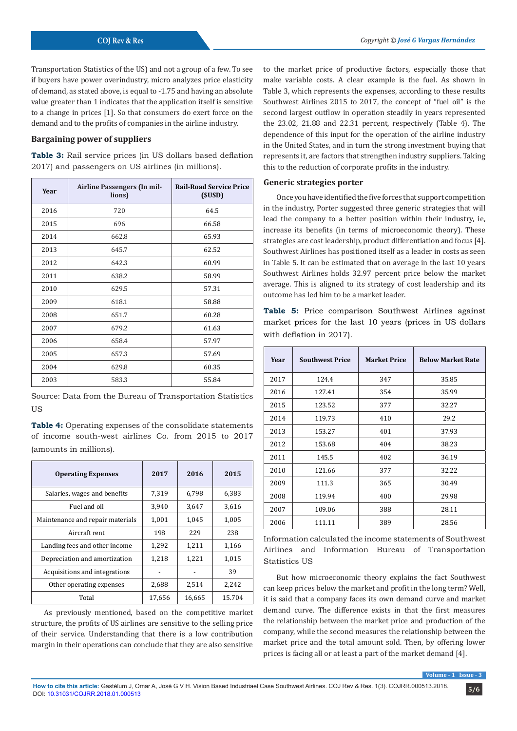Transportation Statistics of the US) and not a group of a few. To see if buyers have power overindustry, micro analyzes price elasticity of demand, as stated above, is equal to -1.75 and having an absolute value greater than 1 indicates that the application itself is sensitive to a change in prices [1]. So that consumers do exert force on the demand and to the profits of companies in the airline industry.

### Bargaining power of suppliers

**Table 3:** Rail service prices (in US dollars based deflation 2017) and passengers on US airlines (in millions).

| Year | Airline Passengers (In millions) | Rail-Road Service Price ($USD) |
|---|---|---|
| 2016 | 720 | 64.5 |
| 2015 | 696 | 66.58 |
| 2014 | 662.8 | 65.93 |
| 2013 | 645.7 | 62.52 |
| 2012 | 642.3 | 60.99 |
| 2011 | 638.2 | 58.99 |
| 2010 | 629.5 | 57.31 |
| 2009 | 618.1 | 58.88 |
| 2008 | 651.7 | 60.28 |
| 2007 | 679.2 | 61.63 |
| 2006 | 658.4 | 57.97 |
| 2005 | 657.3 | 57.69 |
| 2004 | 629.8 | 60.35 |
| 2003 | 583.3 | 55.84 |

Source: Data from the Bureau of Transportation Statistics US

**Table 4:** Operating expenses of the consolidate statements of income south-west airlines Co. from 2015 to 2017 (amounts in millions).

| Operating Expenses | 2017 | 2016 | 2015 |
|---|---|---|---|
| Salaries, wages and benefits | 7,319 | 6,798 | 6,383 |
| Fuel and oil | 3,940 | 3,647 | 3,616 |
| Maintenance and repair materials | 1,001 | 1,045 | 1,005 |
| Aircraft rent | 198 | 229 | 238 |
| Landing fees and other income | 1,292 | 1,211 | 1,166 |
| Depreciation and amortization | 1,218 | 1,221 | 1,015 |
| Acquisitions and integrations | - | - | 39 |
| Other operating expenses | 2,688 | 2,514 | 2,242 |
| Total | 17,656 | 16,665 | 15.704 |

As previously mentioned, based on the competitive market structure, the profits of US airlines are sensitive to the selling price of their service. Understanding that there is a low contribution margin in their operations can conclude that they are also sensitive to the market price of productive factors, especially those that make variable costs. A clear example is the fuel. As shown in Table 3, which represents the expenses, according to these results Southwest Airlines 2015 to 2017, the concept of "fuel oil" is the second largest outflow in operation steadily in years represented the 23.02, 21.88 and 22.31 percent, respectively (Table 4). The dependence of this input for the operation of the airline industry in the United States, and in turn the strong investment buying that represents it, are factors that strengthen industry suppliers. Taking this to the reduction of corporate profits in the industry.

### Generic strategies porter

Once you have identified the five forces that support competition in the industry, Porter suggested three generic strategies that will lead the company to a better position within their industry, ie, increase its benefits (in terms of microeconomic theory). These strategies are cost leadership, product differentiation and focus [4]. Southwest Airlines has positioned itself as a leader in costs as seen in Table 5. It can be estimated that on average in the last 10 years Southwest Airlines holds 32.97 percent price below the market average. This is aligned to its strategy of cost leadership and its outcome has led him to be a market leader.

**Table 5:** Price comparison Southwest Airlines against market prices for the last 10 years (prices in US dollars with deflation in 2017).

| Year | Southwest Price | Market Price | Below Market Rate |
|---|---|---|---|
| 2017 | 124.4 | 347 | 35.85 |
| 2016 | 127.41 | 354 | 35.99 |
| 2015 | 123.52 | 377 | 32.27 |
| 2014 | 119.73 | 410 | 29.2 |
| 2013 | 153.27 | 401 | 37.93 |
| 2012 | 153.68 | 404 | 38.23 |
| 2011 | 145.5 | 402 | 36.19 |
| 2010 | 121.66 | 377 | 32.22 |
| 2009 | 111.3 | 365 | 30.49 |
| 2008 | 119.94 | 400 | 29.98 |
| 2007 | 109.06 | 388 | 28.11 |
| 2006 | 111.11 | 389 | 28.56 |

Information calculated the income statements of Southwest Airlines and Information Bureau of Transportation Statistics US

But how microeconomic theory explains the fact Southwest can keep prices below the market and profit in the long term? Well, it is said that a company faces its own demand curve and market demand curve. The difference exists in that the first measures the relationship between the market price and production of the company, while the second measures the relationship between the market price and the total amount sold. Then, by offering lower prices is facing all or at least a part of the market demand [4].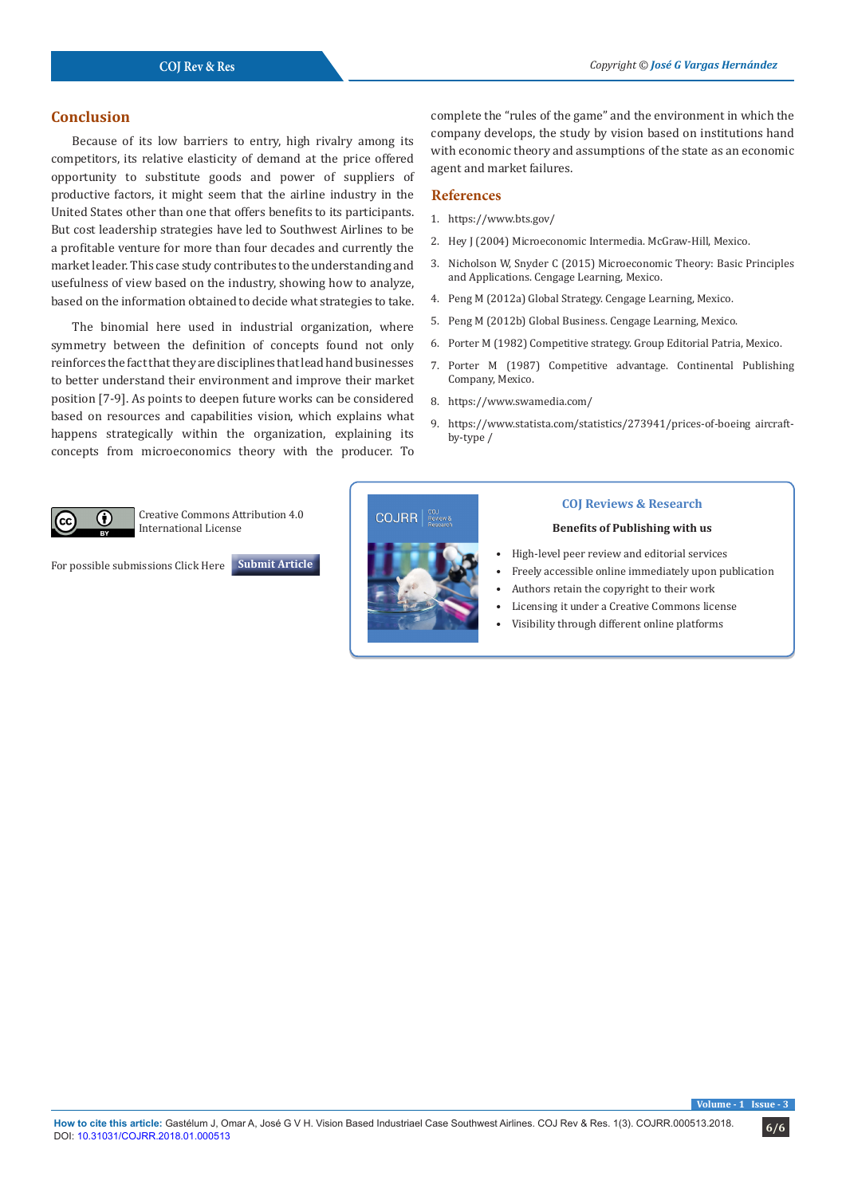## Conclusion

Because of its low barriers to entry, high rivalry among its competitors, its relative elasticity of demand at the price offered opportunity to substitute goods and power of suppliers of productive factors, it might seem that the airline industry in the United States other than one that offers benefits to its participants. But cost leadership strategies have led to Southwest Airlines to be a profitable venture for more than four decades and currently the market leader. This case study contributes to the understanding and usefulness of view based on the industry, showing how to analyze, based on the information obtained to decide what strategies to take.

The binomial here used in industrial organization, where symmetry between the definition of concepts found not only reinforces the fact that they are disciplines that lead hand businesses to better understand their environment and improve their market position [7-9]. As points to deepen future works can be considered based on resources and capabilities vision, which explains what happens strategically within the organization, explaining its concepts from microeconomics theory with the producer. To complete the "rules of the game" and the environment in which the company develops, the study by vision based on institutions hand with economic theory and assumptions of the state as an economic agent and market failures.

## References

1. https://www.bts.gov/
2. Hey J (2004) Microeconomic Intermedia. McGraw-Hill, Mexico.
3. Nicholson W, Snyder C (2015) Microeconomic Theory: Basic Principles and Applications. Cengage Learning, Mexico.
4. Peng M (2012a) Global Strategy. Cengage Learning, Mexico.
5. Peng M (2012b) Global Business. Cengage Learning, Mexico.
6. Porter M (1982) Competitive strategy. Group Editorial Patria, Mexico.
7. Porter M (1987) Competitive advantage. Continental Publishing Company, Mexico.
8. https://www.swamedia.com/
9. https://www.statista.com/statistics/273941/prices-of-boeing aircraft-by-type /

Creative Commons Attribution 4.0 International License

For possible submissions Click Here **Submit Article**

**COJ Reviews & Research**

**Benefits of Publishing with us**

- High-level peer review and editorial services
- Freely accessible online immediately upon publication
- Authors retain the copyright to their work
- Licensing it under a Creative Commons license
- Visibility through different online platforms